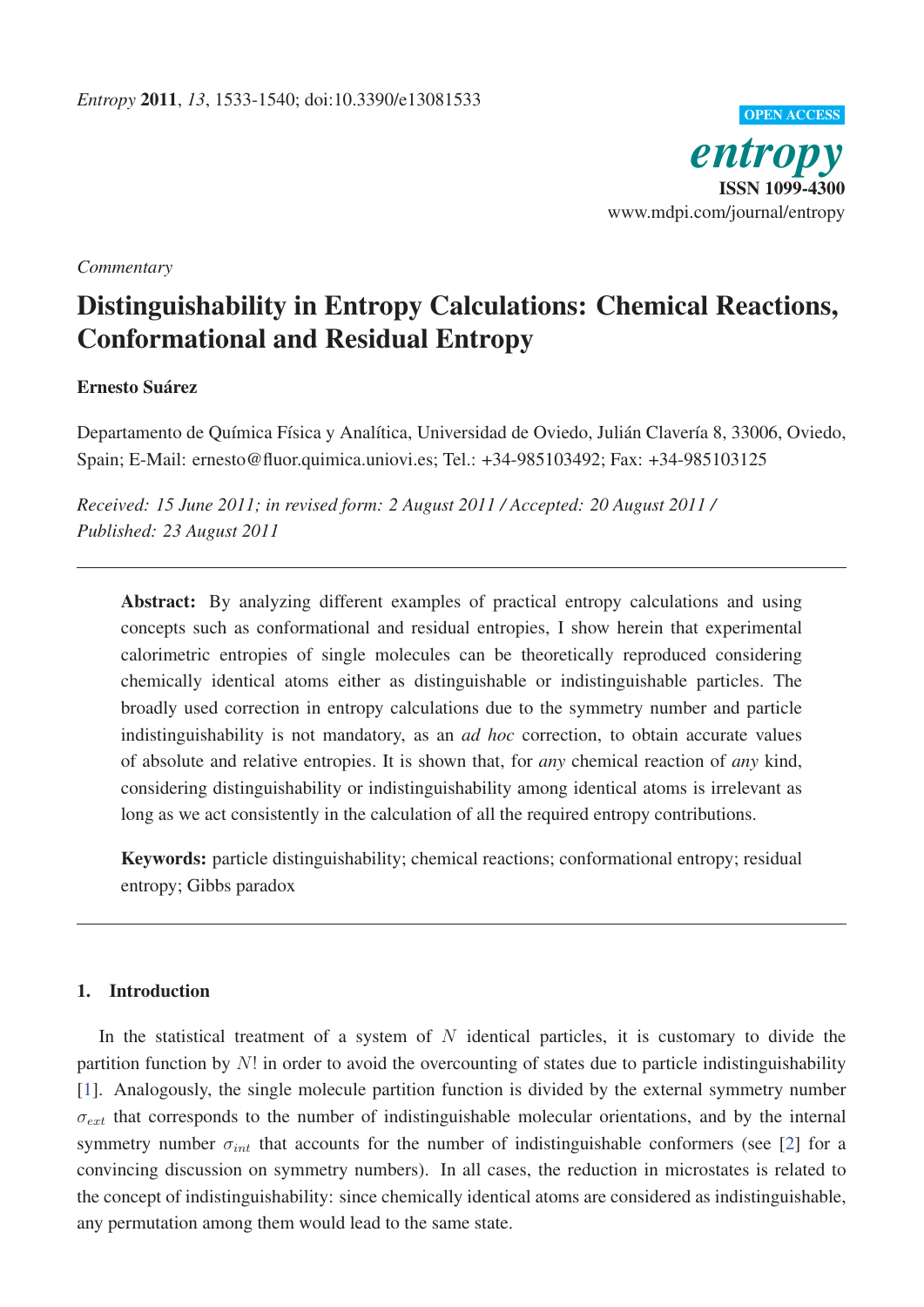*Entropy* **2011**, *13*, 1533-1540; doi:10.3390/e13081533

OPEN ACCESS

*entropy*

**ISSN 1099-4300**

www.mdpi.com/journal/entropy

*Commentary*

# Distinguishability in Entropy Calculations: Chemical Reactions, Conformational and Residual Entropy

**Ernesto Suárez**

Departamento de Química Física y Analítica, Universidad de Oviedo, Julián Clavería 8, 33006, Oviedo, Spain; E-Mail: ernesto@fluor.quimica.uniovi.es; Tel.: +34-985103492; Fax: +34-985103125

*Received: 15 June 2011; in revised form: 2 August 2011 / Accepted: 20 August 2011 / Published: 23 August 2011*

---

**Abstract:** By analyzing different examples of practical entropy calculations and using concepts such as conformational and residual entropies, I show herein that experimental calorimetric entropies of single molecules can be theoretically reproduced considering chemically identical atoms either as distinguishable or indistinguishable particles. The broadly used correction in entropy calculations due to the symmetry number and particle indistinguishability is not mandatory, as an *ad hoc* correction, to obtain accurate values of absolute and relative entropies. It is shown that, for *any* chemical reaction of *any* kind, considering distinguishability or indistinguishability among identical atoms is irrelevant as long as we act consistently in the calculation of all the required entropy contributions.

**Keywords:** particle distinguishability; chemical reactions; conformational entropy; residual entropy; Gibbs paradox

---

## 1. Introduction

In the statistical treatment of a system of $N$ identical particles, it is customary to divide the partition function by $N!$ in order to avoid the overcounting of states due to particle indistinguishability [1]. Analogously, the single molecule partition function is divided by the external symmetry number $\sigma_{ext}$ that corresponds to the number of indistinguishable molecular orientations, and by the internal symmetry number $\sigma_{int}$ that accounts for the number of indistinguishable conformers (see [2] for a convincing discussion on symmetry numbers). In all cases, the reduction in microstates is related to the concept of indistinguishability: since chemically identical atoms are considered as indistinguishable, any permutation among them would lead to the same state.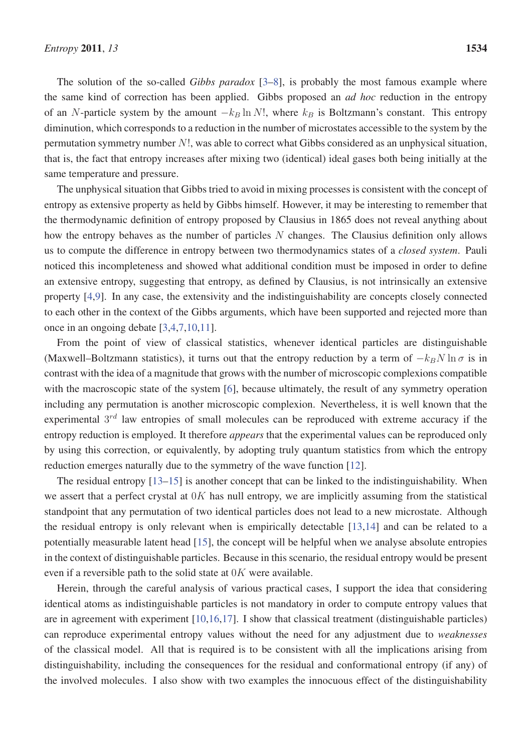The solution of the so-called *Gibbs paradox* [3–8], is probably the most famous example where the same kind of correction has been applied. Gibbs proposed an *ad hoc* reduction in the entropy of an $N$-particle system by the amount $-k_B \ln N!$, where $k_B$ is Boltzmann's constant. This entropy diminution, which corresponds to a reduction in the number of microstates accessible to the system by the permutation symmetry number $N!$, was able to correct what Gibbs considered as an unphysical situation, that is, the fact that entropy increases after mixing two (identical) ideal gases both being initially at the same temperature and pressure.

The unphysical situation that Gibbs tried to avoid in mixing processes is consistent with the concept of entropy as extensive property as held by Gibbs himself. However, it may be interesting to remember that the thermodynamic definition of entropy proposed by Clausius in 1865 does not reveal anything about how the entropy behaves as the number of particles $N$ changes. The Clausius definition only allows us to compute the difference in entropy between two thermodynamics states of a *closed system*. Pauli noticed this incompleteness and showed what additional condition must be imposed in order to define an extensive entropy, suggesting that entropy, as defined by Clausius, is not intrinsically an extensive property [4,9]. In any case, the extensivity and the indistinguishability are concepts closely connected to each other in the context of the Gibbs arguments, which have been supported and rejected more than once in an ongoing debate [3,4,7,10,11].

From the point of view of classical statistics, whenever identical particles are distinguishable (Maxwell–Boltzmann statistics), it turns out that the entropy reduction by a term of $-k_B N \ln \sigma$ is in contrast with the idea of a magnitude that grows with the number of microscopic complexions compatible with the macroscopic state of the system [6], because ultimately, the result of any symmetry operation including any permutation is another microscopic complexion. Nevertheless, it is well known that the experimental $3^{rd}$ law entropies of small molecules can be reproduced with extreme accuracy if the entropy reduction is employed. It therefore *appears* that the experimental values can be reproduced only by using this correction, or equivalently, by adopting truly quantum statistics from which the entropy reduction emerges naturally due to the symmetry of the wave function [12].

The residual entropy [13–15] is another concept that can be linked to the indistinguishability. When we assert that a perfect crystal at $0K$ has null entropy, we are implicitly assuming from the statistical standpoint that any permutation of two identical particles does not lead to a new microstate. Although the residual entropy is only relevant when is empirically detectable [13,14] and can be related to a potentially measurable latent head [15], the concept will be helpful when we analyse absolute entropies in the context of distinguishable particles. Because in this scenario, the residual entropy would be present even if a reversible path to the solid state at $0K$ were available.

Herein, through the careful analysis of various practical cases, I support the idea that considering identical atoms as indistinguishable particles is not mandatory in order to compute entropy values that are in agreement with experiment [10,16,17]. I show that classical treatment (distinguishable particles) can reproduce experimental entropy values without the need for any adjustment due to *weaknesses* of the classical model. All that is required is to be consistent with all the implications arising from distinguishability, including the consequences for the residual and conformational entropy (if any) of the involved molecules. I also show with two examples the innocuous effect of the distinguishability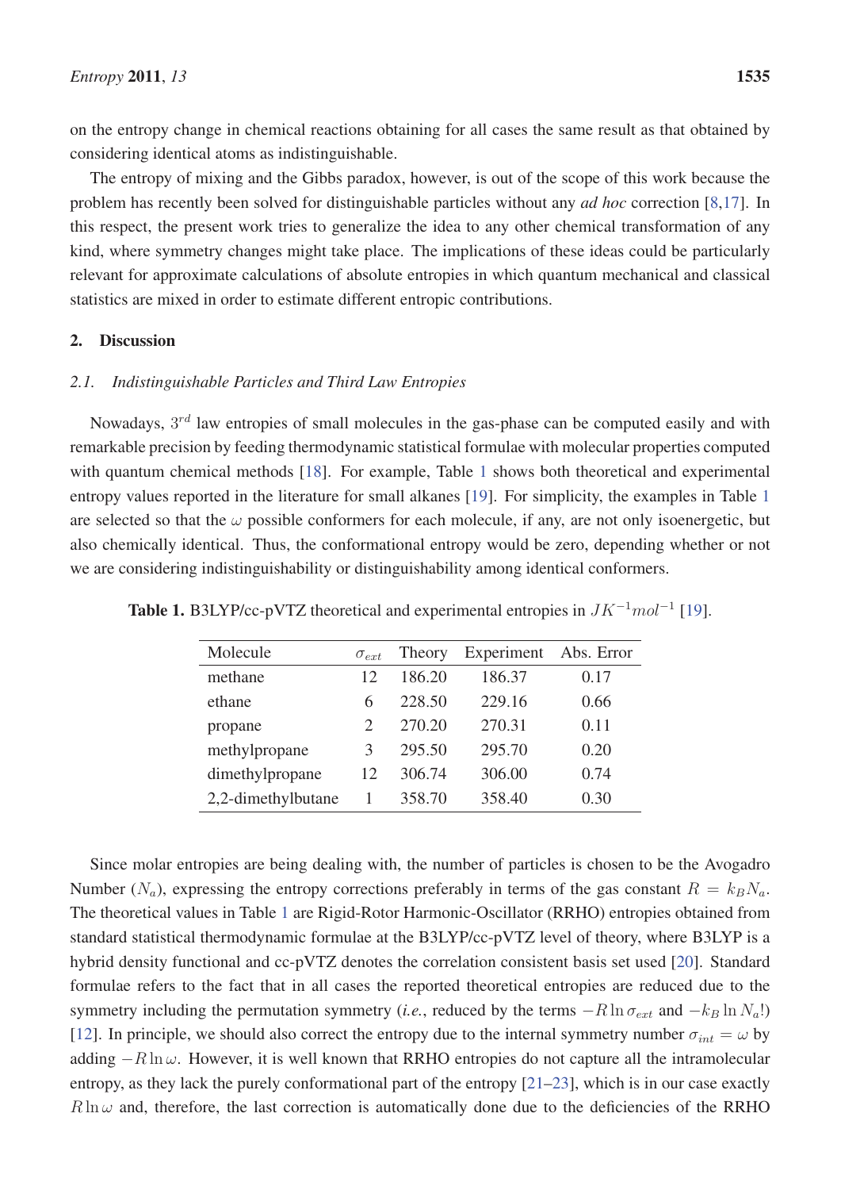on the entropy change in chemical reactions obtaining for all cases the same result as that obtained by considering identical atoms as indistinguishable.

The entropy of mixing and the Gibbs paradox, however, is out of the scope of this work because the problem has recently been solved for distinguishable particles without any *ad hoc* correction [8,17]. In this respect, the present work tries to generalize the idea to any other chemical transformation of any kind, where symmetry changes might take place. The implications of these ideas could be particularly relevant for approximate calculations of absolute entropies in which quantum mechanical and classical statistics are mixed in order to estimate different entropic contributions.

## 2. Discussion

### 2.1. Indistinguishable Particles and Third Law Entropies

Nowadays, $3^{rd}$ law entropies of small molecules in the gas-phase can be computed easily and with remarkable precision by feeding thermodynamic statistical formulae with molecular properties computed with quantum chemical methods [18]. For example, Table 1 shows both theoretical and experimental entropy values reported in the literature for small alkanes [19]. For simplicity, the examples in Table 1 are selected so that the $\omega$ possible conformers for each molecule, if any, are not only isoenergetic, but also chemically identical. Thus, the conformational entropy would be zero, depending whether or not we are considering indistinguishability or distinguishability among identical conformers.

**Table 1.** B3LYP/cc-pVTZ theoretical and experimental entropies in $JK^{-1}mol^{-1}$ [19].

| Molecule | $\sigma_{ext}$ | Theory | Experiment | Abs. Error |
|---|---|---|---|---|
| methane | 12 | 186.20 | 186.37 | 0.17 |
| ethane | 6 | 228.50 | 229.16 | 0.66 |
| propane | 2 | 270.20 | 270.31 | 0.11 |
| methylpropane | 3 | 295.50 | 295.70 | 0.20 |
| dimethylpropane | 12 | 306.74 | 306.00 | 0.74 |
| 2,2-dimethylbutane | 1 | 358.70 | 358.40 | 0.30 |

Since molar entropies are being dealing with, the number of particles is chosen to be the Avogadro Number ($N_a$), expressing the entropy corrections preferably in terms of the gas constant $R = k_B N_a$. The theoretical values in Table 1 are Rigid-Rotor Harmonic-Oscillator (RRHO) entropies obtained from standard statistical thermodynamic formulae at the B3LYP/cc-pVTZ level of theory, where B3LYP is a hybrid density functional and cc-pVTZ denotes the correlation consistent basis set used [20]. Standard formulae refers to the fact that in all cases the reported theoretical entropies are reduced due to the symmetry including the permutation symmetry (*i.e.*, reduced by the terms $-R \ln \sigma_{ext}$ and $-k_B \ln N_a!$) [12]. In principle, we should also correct the entropy due to the internal symmetry number $\sigma_{int} = \omega$ by adding $-R \ln \omega$. However, it is well known that RRHO entropies do not capture all the intramolecular entropy, as they lack the purely conformational part of the entropy [21–23], which is in our case exactly $R \ln \omega$ and, therefore, the last correction is automatically done due to the deficiencies of the RRHO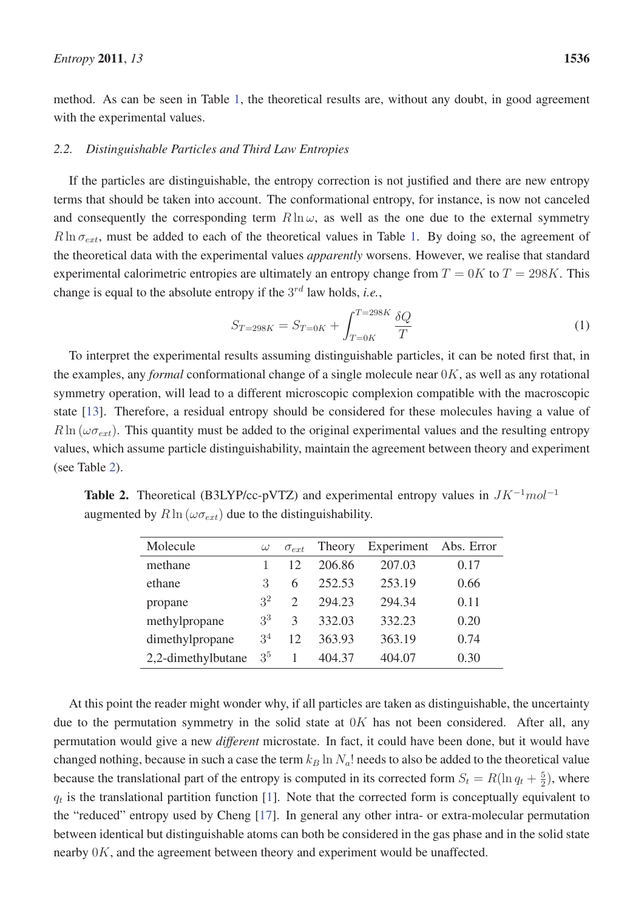method. As can be seen in Table 1, the theoretical results are, without any doubt, in good agreement with the experimental values.

### 2.2. Distinguishable Particles and Third Law Entropies

If the particles are distinguishable, the entropy correction is not justified and there are new entropy terms that should be taken into account. The conformational entropy, for instance, is now not canceled and consequently the corresponding term $R \ln \omega$, as well as the one due to the external symmetry $R \ln \sigma_{ext}$, must be added to each of the theoretical values in Table 1. By doing so, the agreement of the theoretical data with the experimental values *apparently* worsens. However, we realise that standard experimental calorimetric entropies are ultimately an entropy change from $T = 0K$ to $T = 298K$. This change is equal to the absolute entropy if the $3^{rd}$ law holds, *i.e.*,

$$S_{T=298K} = S_{T=0K} + \int_{T=0K}^{T=298K} \frac{\delta Q}{T} \tag{1}$$

To interpret the experimental results assuming distinguishable particles, it can be noted first that, in the examples, any *formal* conformational change of a single molecule near $0K$, as well as any rotational symmetry operation, will lead to a different microscopic complexion compatible with the macroscopic state [13]. Therefore, a residual entropy should be considered for these molecules having a value of $R \ln (\omega \sigma_{ext})$. This quantity must be added to the original experimental values and the resulting entropy values, which assume particle distinguishability, maintain the agreement between theory and experiment (see Table 2).

**Table 2.** Theoretical (B3LYP/cc-pVTZ) and experimental entropy values in $JK^{-1}mol^{-1}$ augmented by $R \ln (\omega \sigma_{ext})$ due to the distinguishability.

| Molecule | $\omega$ | $\sigma_{ext}$ | Theory | Experiment | Abs. Error |
|---|---|---|---|---|---|
| methane | 1 | 12 | 206.86 | 207.03 | 0.17 |
| ethane | 3 | 6 | 252.53 | 253.19 | 0.66 |
| propane | $3^2$ | 2 | 294.23 | 294.34 | 0.11 |
| methylpropane | $3^3$ | 3 | 332.03 | 332.23 | 0.20 |
| dimethylpropane | $3^4$ | 12 | 363.93 | 363.19 | 0.74 |
| 2,2-dimethylbutane | $3^5$ | 1 | 404.37 | 404.07 | 0.30 |

At this point the reader might wonder why, if all particles are taken as distinguishable, the uncertainty due to the permutation symmetry in the solid state at $0K$ has not been considered. After all, any permutation would give a new *different* microstate. In fact, it could have been done, but it would have changed nothing, because in such a case the term $k_B \ln N_a!$ needs to also be added to the theoretical value because the translational part of the entropy is computed in its corrected form $S_t = R(\ln q_t + \frac{5}{2})$, where $q_t$ is the translational partition function [1]. Note that the corrected form is conceptually equivalent to the "reduced" entropy used by Cheng [17]. In general any other intra- or extra-molecular permutation between identical but distinguishable atoms can both be considered in the gas phase and in the solid state nearby $0K$, and the agreement between theory and experiment would be unaffected.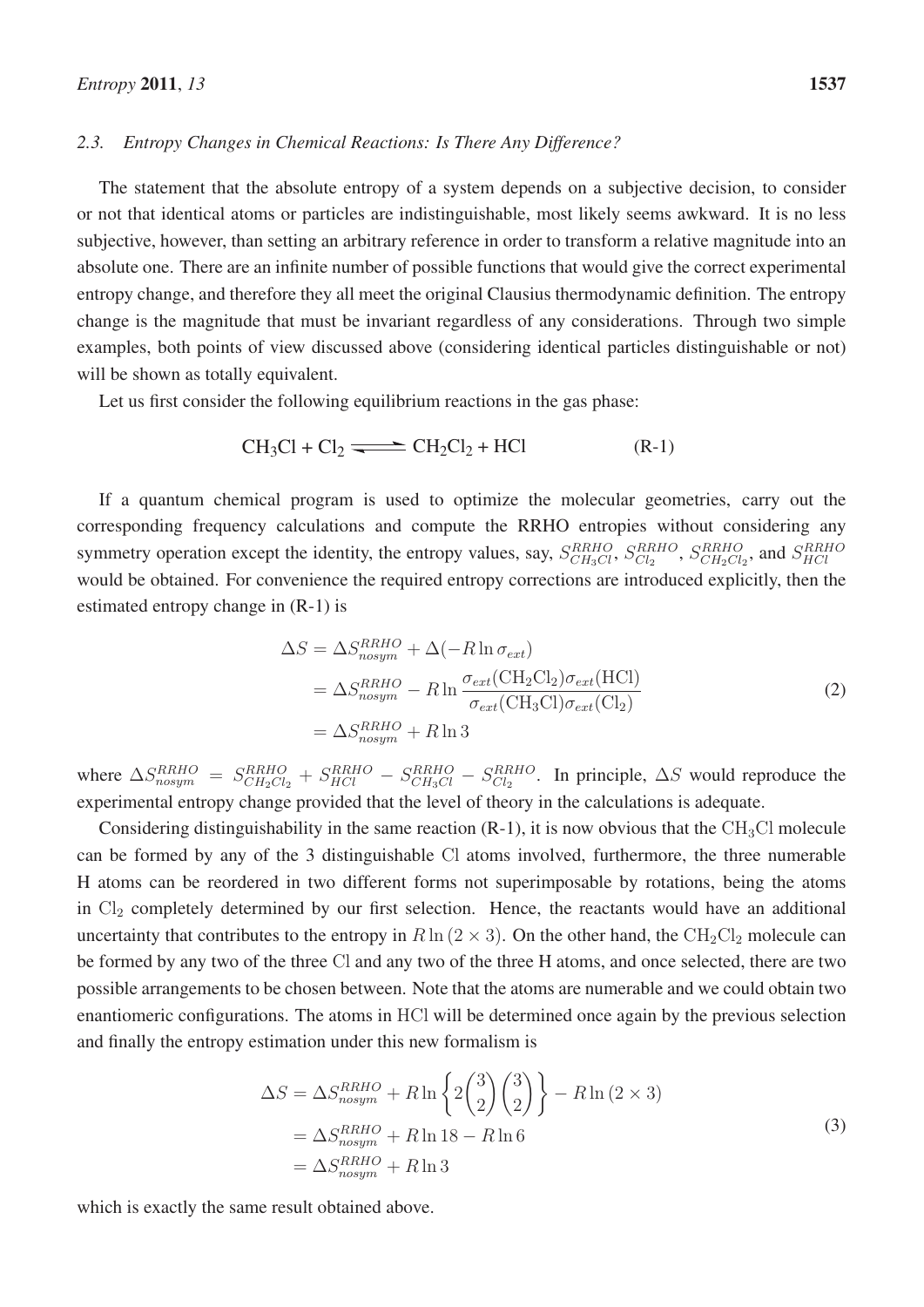### 2.3. Entropy Changes in Chemical Reactions: Is There Any Difference?

The statement that the absolute entropy of a system depends on a subjective decision, to consider or not that identical atoms or particles are indistinguishable, most likely seems awkward. It is no less subjective, however, than setting an arbitrary reference in order to transform a relative magnitude into an absolute one. There are an infinite number of possible functions that would give the correct experimental entropy change, and therefore they all meet the original Clausius thermodynamic definition. The entropy change is the magnitude that must be invariant regardless of any considerations. Through two simple examples, both points of view discussed above (considering identical particles distinguishable or not) will be shown as totally equivalent.

Let us first consider the following equilibrium reactions in the gas phase:

$$CH_3Cl + Cl_2 \rightleftharpoons CH_2Cl_2 + HCl \qquad \text{(R-1)}$$

If a quantum chemical program is used to optimize the molecular geometries, carry out the corresponding frequency calculations and compute the RRHO entropies without considering any symmetry operation except the identity, the entropy values, say, $S^{RRHO}_{CH_3Cl}$, $S^{RRHO}_{Cl_2}$, $S^{RRHO}_{CH_2Cl_2}$, and $S^{RRHO}_{HCl}$ would be obtained. For convenience the required entropy corrections are introduced explicitly, then the estimated entropy change in (R-1) is

$$\begin{aligned} \Delta S &= \Delta S^{RRHO}_{nosym} + \Delta(-R \ln \sigma_{ext}) \\ &= \Delta S^{RRHO}_{nosym} - R \ln \frac{\sigma_{ext}(\mathrm{CH_2Cl_2})\sigma_{ext}(\mathrm{HCl})}{\sigma_{ext}(\mathrm{CH_3Cl})\sigma_{ext}(\mathrm{Cl_2})} \\ &= \Delta S^{RRHO}_{nosym} + R \ln 3 \end{aligned} \tag{2}$$

where $\Delta S^{RRHO}_{nosym} = S^{RRHO}_{CH_2Cl_2} + S^{RRHO}_{HCl} - S^{RRHO}_{CH_3Cl} - S^{RRHO}_{Cl_2}$. In principle, $\Delta S$ would reproduce the experimental entropy change provided that the level of theory in the calculations is adequate.

Considering distinguishability in the same reaction (R-1), it is now obvious that the $\mathrm{CH_3Cl}$ molecule can be formed by any of the 3 distinguishable Cl atoms involved, furthermore, the three numerable H atoms can be reordered in two different forms not superimposable by rotations, being the atoms in $\mathrm{Cl_2}$ completely determined by our first selection. Hence, the reactants would have an additional uncertainty that contributes to the entropy in $R \ln (2 \times 3)$. On the other hand, the $\mathrm{CH_2Cl_2}$ molecule can be formed by any two of the three Cl and any two of the three H atoms, and once selected, there are two possible arrangements to be chosen between. Note that the atoms are numerable and we could obtain two enantiomeric configurations. The atoms in HCl will be determined once again by the previous selection and finally the entropy estimation under this new formalism is

$$\begin{aligned} \Delta S &= \Delta S^{RRHO}_{nosym} + R \ln \left\{ 2 \binom{3}{2} \binom{3}{2} \right\} - R \ln (2 \times 3) \\ &= \Delta S^{RRHO}_{nosym} + R \ln 18 - R \ln 6 \\ &= \Delta S^{RRHO}_{nosym} + R \ln 3 \end{aligned} \tag{3}$$

which is exactly the same result obtained above.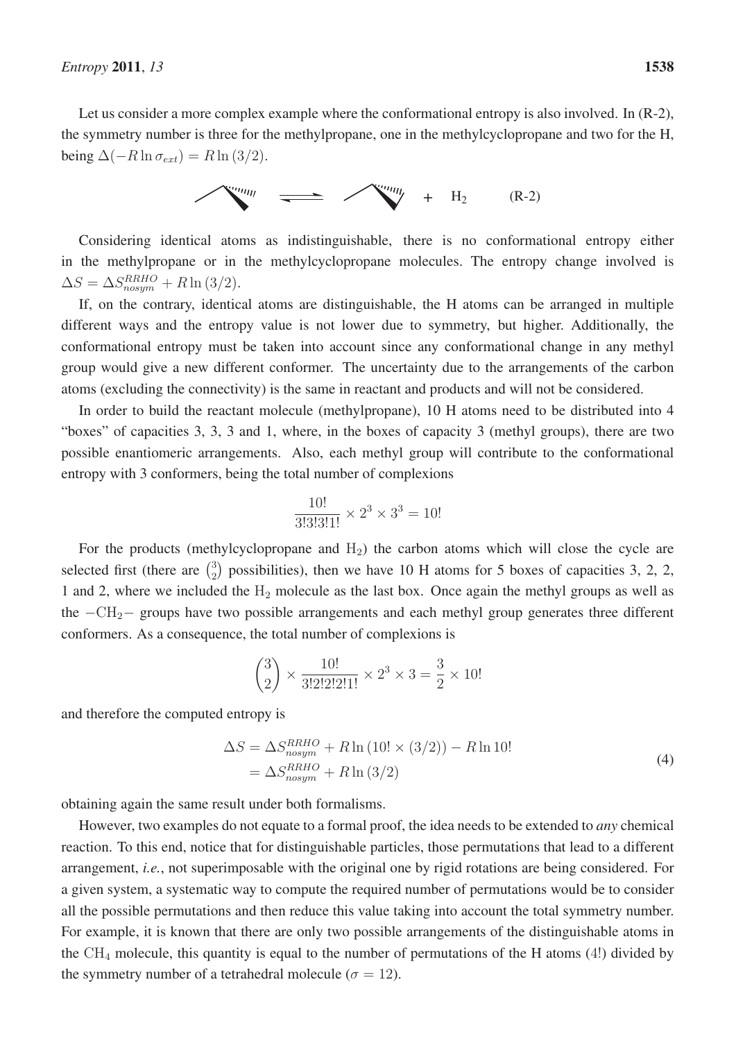Let us consider a more complex example where the conformational entropy is also involved. In (R-2), the symmetry number is three for the methylpropane, one in the methylcyclopropane and two for the H, being $\Delta(-R \ln \sigma_{ext}) = R \ln(3/2)$.

$$\text{methylpropane} \rightleftharpoons \text{methylcyclopropane} + H_2 \qquad \text{(R-2)}$$

Considering identical atoms as indistinguishable, there is no conformational entropy either in the methylpropane or in the methylcyclopropane molecules. The entropy change involved is $\Delta S = \Delta S^{RRHO}_{nosym} + R \ln(3/2)$.

If, on the contrary, identical atoms are distinguishable, the H atoms can be arranged in multiple different ways and the entropy value is not lower due to symmetry, but higher. Additionally, the conformational entropy must be taken into account since any conformational change in any methyl group would give a new different conformer. The uncertainty due to the arrangements of the carbon atoms (excluding the connectivity) is the same in reactant and products and will not be considered.

In order to build the reactant molecule (methylpropane), 10 H atoms need to be distributed into 4 "boxes" of capacities 3, 3, 3 and 1, where, in the boxes of capacity 3 (methyl groups), there are two possible enantiomeric arrangements. Also, each methyl group will contribute to the conformational entropy with 3 conformers, being the total number of complexions

$$\frac{10!}{3!3!3!1!} \times 2^3 \times 3^3 = 10!$$

For the products (methylcyclopropane and $H_2$) the carbon atoms which will close the cycle are selected first (there are $\binom{3}{2}$ possibilities), then we have 10 H atoms for 5 boxes of capacities 3, 2, 2, 1 and 2, where we included the $H_2$ molecule as the last box. Once again the methyl groups as well as the $-CH_2-$ groups have two possible arrangements and each methyl group generates three different conformers. As a consequence, the total number of complexions is

$$\binom{3}{2} \times \frac{10!}{3!2!2!2!1!} \times 2^3 \times 3 = \frac{3}{2} \times 10!$$

and therefore the computed entropy is

$$\begin{aligned} \Delta S &= \Delta S^{RRHO}_{nosym} + R \ln(10! \times (3/2)) - R \ln 10! \\ &= \Delta S^{RRHO}_{nosym} + R \ln(3/2) \end{aligned} \tag{4}$$

obtaining again the same result under both formalisms.

However, two examples do not equate to a formal proof, the idea needs to be extended to *any* chemical reaction. To this end, notice that for distinguishable particles, those permutations that lead to a different arrangement, *i.e.*, not superimposable with the original one by rigid rotations are being considered. For a given system, a systematic way to compute the required number of permutations would be to consider all the possible permutations and then reduce this value taking into account the total symmetry number. For example, it is known that there are only two possible arrangements of the distinguishable atoms in the $CH_4$ molecule, this quantity is equal to the number of permutations of the H atoms ($4!$) divided by the symmetry number of a tetrahedral molecule ($\sigma = 12$).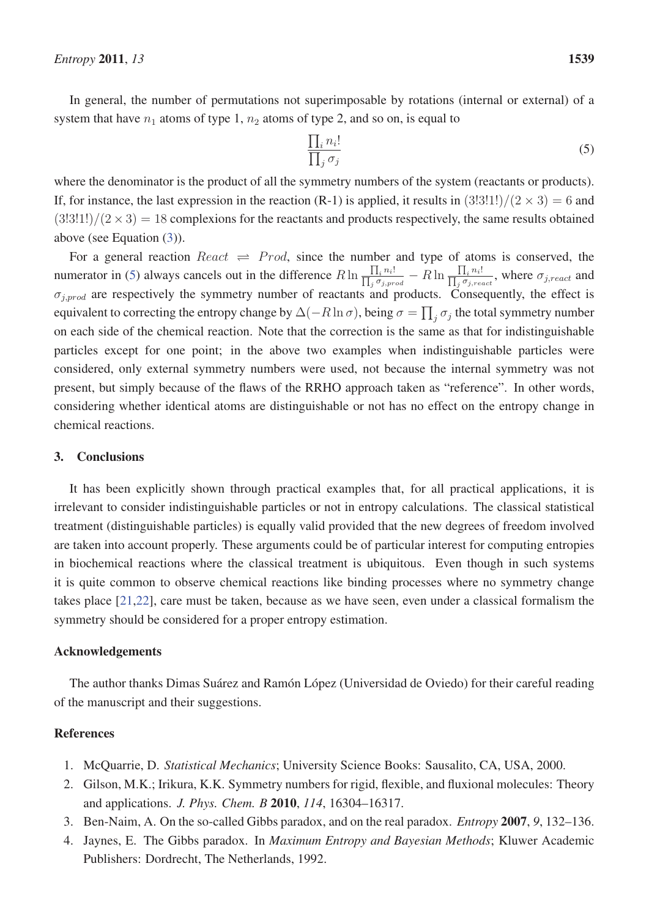In general, the number of permutations not superimposable by rotations (internal or external) of a system that have $n_1$ atoms of type 1, $n_2$ atoms of type 2, and so on, is equal to

$$\frac{\prod_i n_i!}{\prod_j \sigma_j} \tag{5}$$

where the denominator is the product of all the symmetry numbers of the system (reactants or products). If, for instance, the last expression in the reaction (R-1) is applied, it results in $(3!3!1!)/(2 \times 3) = 6$ and $(3!3!1!)/(2 \times 3) = 18$ complexions for the reactants and products respectively, the same results obtained above (see Equation (3)).

For a general reaction $React \rightleftharpoons Prod$, since the number and type of atoms is conserved, the numerator in (5) always cancels out in the difference $R \ln \frac{\prod_i n_i!}{\prod_j \sigma_{j,prod}} - R \ln \frac{\prod_i n_i!}{\prod_j \sigma_{j,react}}$, where $\sigma_{j,react}$ and $\sigma_{j,prod}$ are respectively the symmetry number of reactants and products. Consequently, the effect is equivalent to correcting the entropy change by $\Delta(-R \ln \sigma)$, being $\sigma = \prod_j \sigma_j$ the total symmetry number on each side of the chemical reaction. Note that the correction is the same as that for indistinguishable particles except for one point; in the above two examples when indistinguishable particles were considered, only external symmetry numbers were used, not because the internal symmetry was not present, but simply because of the flaws of the RRHO approach taken as "reference". In other words, considering whether identical atoms are distinguishable or not has no effect on the entropy change in chemical reactions.

## 3. Conclusions

It has been explicitly shown through practical examples that, for all practical applications, it is irrelevant to consider indistinguishable particles or not in entropy calculations. The classical statistical treatment (distinguishable particles) is equally valid provided that the new degrees of freedom involved are taken into account properly. These arguments could be of particular interest for computing entropies in biochemical reactions where the classical treatment is ubiquitous. Even though in such systems it is quite common to observe chemical reactions like binding processes where no symmetry change takes place [21,22], care must be taken, because as we have seen, even under a classical formalism the symmetry should be considered for a proper entropy estimation.

## Acknowledgements

The author thanks Dimas Suárez and Ramón López (Universidad de Oviedo) for their careful reading of the manuscript and their suggestions.

## References

1. McQuarrie, D. *Statistical Mechanics*; University Science Books: Sausalito, CA, USA, 2000.
2. Gilson, M.K.; Irikura, K.K. Symmetry numbers for rigid, flexible, and fluxional molecules: Theory and applications. *J. Phys. Chem. B* **2010**, *114*, 16304–16317.
3. Ben-Naim, A. On the so-called Gibbs paradox, and on the real paradox. *Entropy* **2007**, *9*, 132–136.
4. Jaynes, E. The Gibbs paradox. In *Maximum Entropy and Bayesian Methods*; Kluwer Academic Publishers: Dordrecht, The Netherlands, 1992.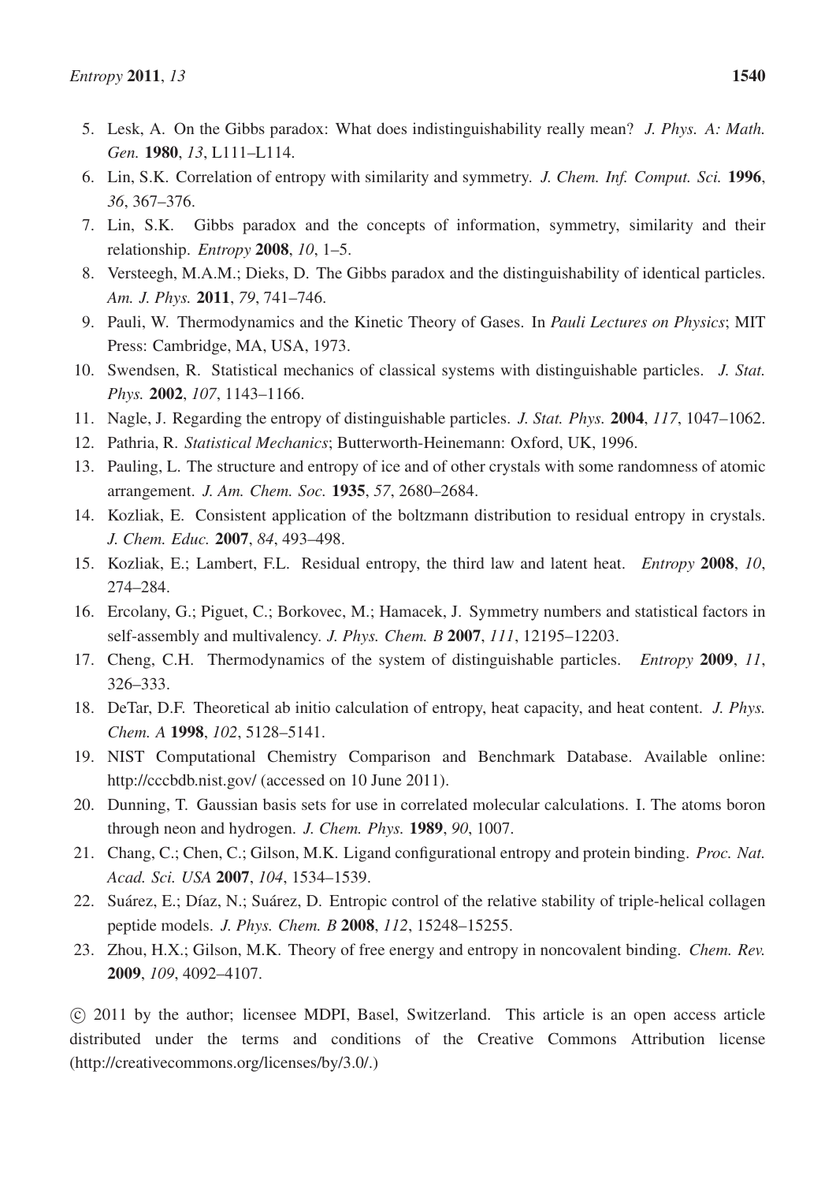5. Lesk, A. On the Gibbs paradox: What does indistinguishability really mean? *J. Phys. A: Math. Gen.* **1980**, *13*, L111–L114.
6. Lin, S.K. Correlation of entropy with similarity and symmetry. *J. Chem. Inf. Comput. Sci.* **1996**, *36*, 367–376.
7. Lin, S.K. Gibbs paradox and the concepts of information, symmetry, similarity and their relationship. *Entropy* **2008**, *10*, 1–5.
8. Versteegh, M.A.M.; Dieks, D. The Gibbs paradox and the distinguishability of identical particles. *Am. J. Phys.* **2011**, *79*, 741–746.
9. Pauli, W. Thermodynamics and the Kinetic Theory of Gases. In *Pauli Lectures on Physics*; MIT Press: Cambridge, MA, USA, 1973.
10. Swendsen, R. Statistical mechanics of classical systems with distinguishable particles. *J. Stat. Phys.* **2002**, *107*, 1143–1166.
11. Nagle, J. Regarding the entropy of distinguishable particles. *J. Stat. Phys.* **2004**, *117*, 1047–1062.
12. Pathria, R. *Statistical Mechanics*; Butterworth-Heinemann: Oxford, UK, 1996.
13. Pauling, L. The structure and entropy of ice and of other crystals with some randomness of atomic arrangement. *J. Am. Chem. Soc.* **1935**, *57*, 2680–2684.
14. Kozliak, E. Consistent application of the boltzmann distribution to residual entropy in crystals. *J. Chem. Educ.* **2007**, *84*, 493–498.
15. Kozliak, E.; Lambert, F.L. Residual entropy, the third law and latent heat. *Entropy* **2008**, *10*, 274–284.
16. Ercolany, G.; Piguet, C.; Borkovec, M.; Hamacek, J. Symmetry numbers and statistical factors in self-assembly and multivalency. *J. Phys. Chem. B* **2007**, *111*, 12195–12203.
17. Cheng, C.H. Thermodynamics of the system of distinguishable particles. *Entropy* **2009**, *11*, 326–333.
18. DeTar, D.F. Theoretical ab initio calculation of entropy, heat capacity, and heat content. *J. Phys. Chem. A* **1998**, *102*, 5128–5141.
19. NIST Computational Chemistry Comparison and Benchmark Database. Available online: http://cccbdb.nist.gov/ (accessed on 10 June 2011).
20. Dunning, T. Gaussian basis sets for use in correlated molecular calculations. I. The atoms boron through neon and hydrogen. *J. Chem. Phys.* **1989**, *90*, 1007.
21. Chang, C.; Chen, C.; Gilson, M.K. Ligand configurational entropy and protein binding. *Proc. Nat. Acad. Sci. USA* **2007**, *104*, 1534–1539.
22. Suárez, E.; Díaz, N.; Suárez, D. Entropic control of the relative stability of triple-helical collagen peptide models. *J. Phys. Chem. B* **2008**, *112*, 15248–15255.
23. Zhou, H.X.; Gilson, M.K. Theory of free energy and entropy in noncovalent binding. *Chem. Rev.* **2009**, *109*, 4092–4107.

© 2011 by the author; licensee MDPI, Basel, Switzerland. This article is an open access article distributed under the terms and conditions of the Creative Commons Attribution license (http://creativecommons.org/licenses/by/3.0/.)